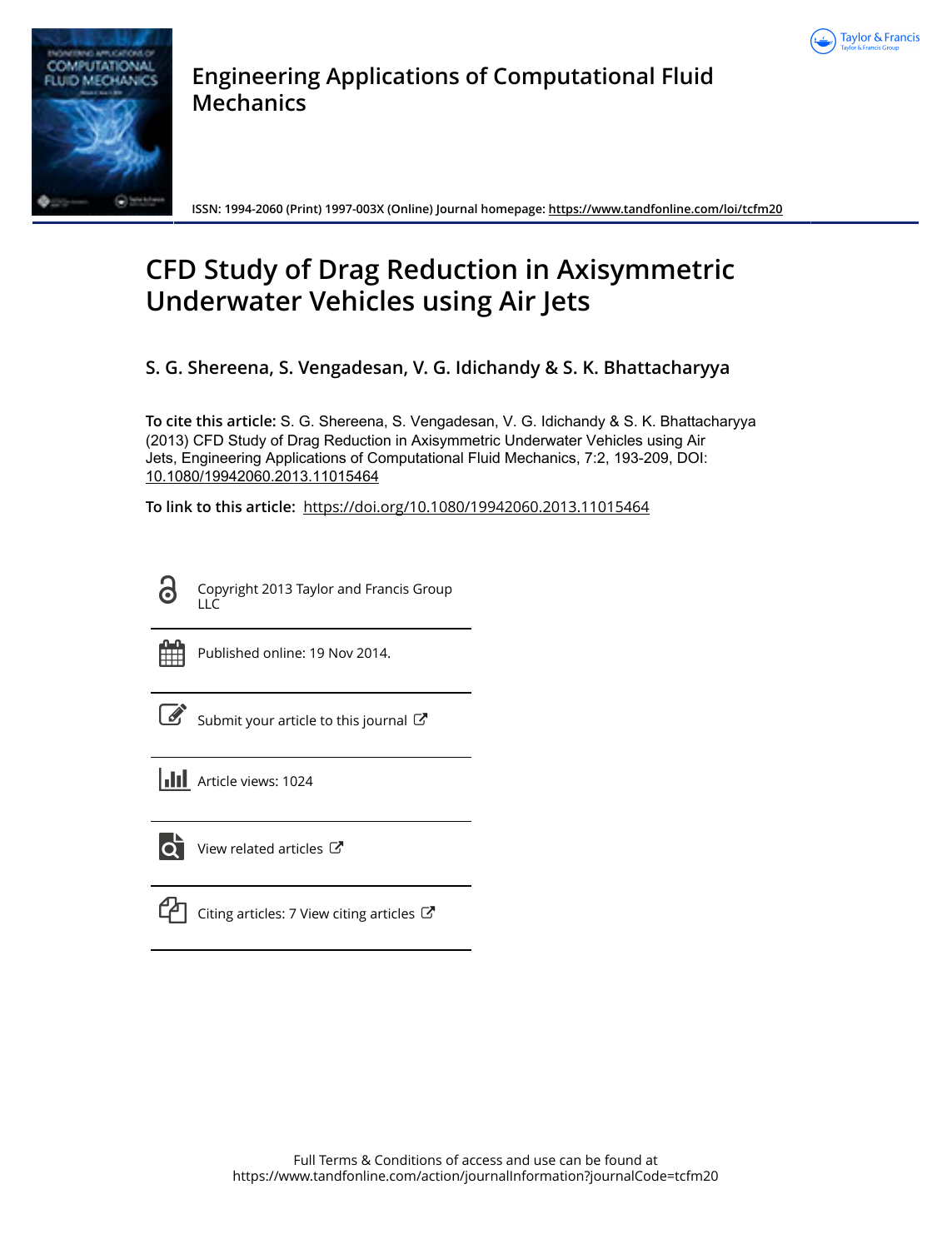# Engineering Applications of Computational Fluid Mechanics

ISSN: 1994-2060 (Print) 1997-003X (Online) Journal homepage: https://www.tandfonline.com/loi/tcfm20

# CFD Study of Drag Reduction in Axisymmetric Underwater Vehicles using Air Jets

**S. G. Shereena, S. Vengadesan, V. G. Idichandy & S. K. Bhattacharyya**

**To cite this article:** S. G. Shereena, S. Vengadesan, V. G. Idichandy & S. K. Bhattacharyya (2013) CFD Study of Drag Reduction in Axisymmetric Underwater Vehicles using Air Jets, Engineering Applications of Computational Fluid Mechanics, 7:2, 193-209, DOI: 10.1080/19942060.2013.11015464

**To link to this article:** https://doi.org/10.1080/19942060.2013.11015464

Copyright 2013 Taylor and Francis Group LLC

Published online: 19 Nov 2014.

Submit your article to this journal

Article views: 1024

View related articles

Citing articles: 7 View citing articles

Full Terms & Conditions of access and use can be found at https://www.tandfonline.com/action/journalInformation?journalCode=tcfm20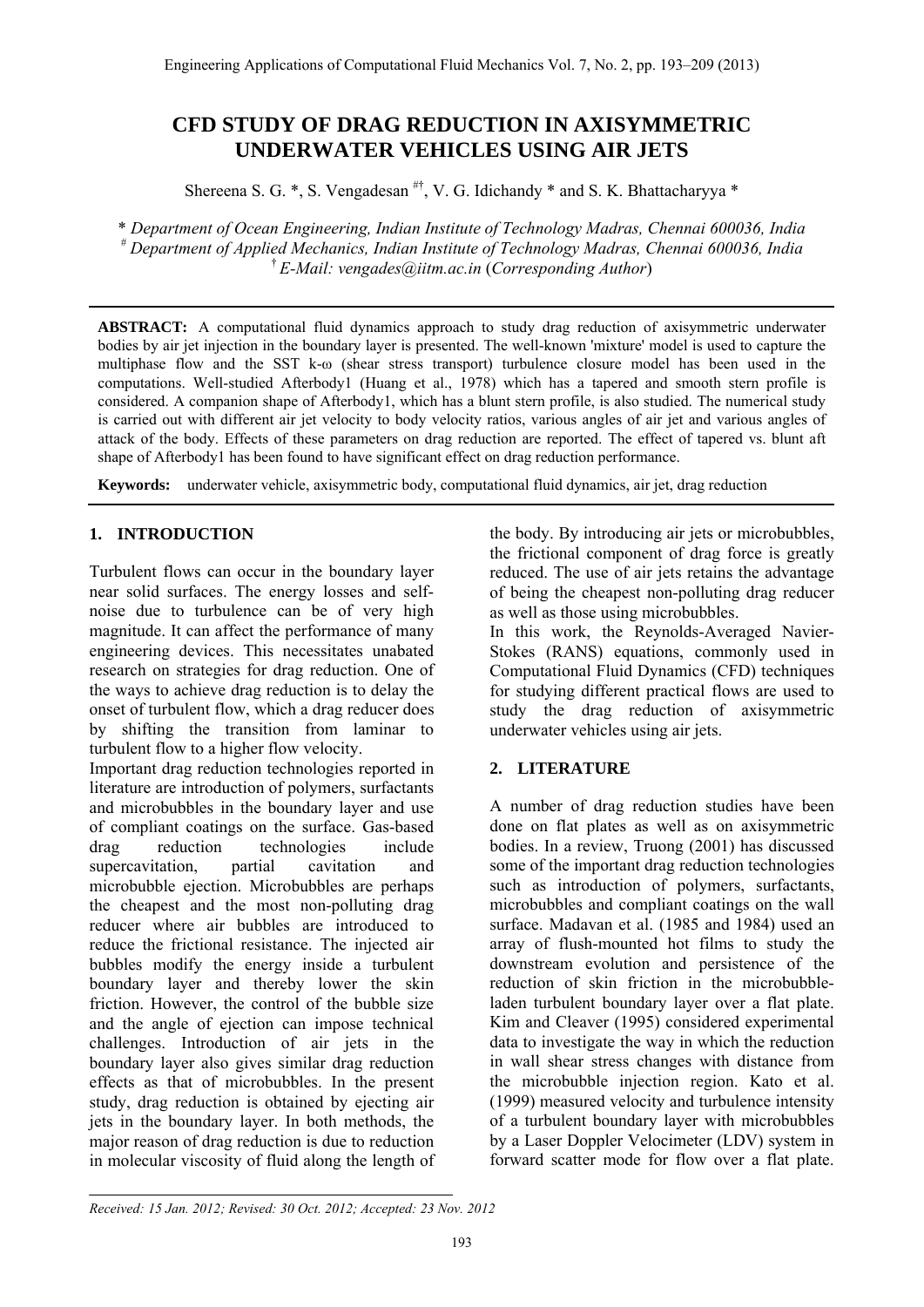# CFD STUDY OF DRAG REDUCTION IN AXISYMMETRIC UNDERWATER VEHICLES USING AIR JETS

Shereena S. G. *, S. Vengadesan [#†], V. G. Idichandy * and S. K. Bhattacharyya *

*\* Department of Ocean Engineering, Indian Institute of Technology Madras, Chennai 600036, India*
*[#] Department of Applied Mechanics, Indian Institute of Technology Madras, Chennai 600036, India*
*[†] E-Mail: vengades@iitm.ac.in* (*Corresponding Author*)

**ABSTRACT:** A computational fluid dynamics approach to study drag reduction of axisymmetric underwater bodies by air jet injection in the boundary layer is presented. The well-known 'mixture' model is used to capture the multiphase flow and the SST k-ω (shear stress transport) turbulence closure model has been used in the computations. Well-studied Afterbody1 (Huang et al., 1978) which has a tapered and smooth stern profile is considered. A companion shape of Afterbody1, which has a blunt stern profile, is also studied. The numerical study is carried out with different air jet velocity to body velocity ratios, various angles of air jet and various angles of attack of the body. Effects of these parameters on drag reduction are reported. The effect of tapered vs. blunt aft shape of Afterbody1 has been found to have significant effect on drag reduction performance.

**Keywords:** underwater vehicle, axisymmetric body, computational fluid dynamics, air jet, drag reduction

## 1. INTRODUCTION

Turbulent flows can occur in the boundary layer near solid surfaces. The energy losses and self-noise due to turbulence can be of very high magnitude. It can affect the performance of many engineering devices. This necessitates unabated research on strategies for drag reduction. One of the ways to achieve drag reduction is to delay the onset of turbulent flow, which a drag reducer does by shifting the transition from laminar to turbulent flow to a higher flow velocity.

Important drag reduction technologies reported in literature are introduction of polymers, surfactants and microbubbles in the boundary layer and use of compliant coatings on the surface. Gas-based drag reduction technologies include supercavitation, partial cavitation and microbubble ejection. Microbubbles are perhaps the cheapest and the most non-polluting drag reducer where air bubbles are introduced to reduce the frictional resistance. The injected air bubbles modify the energy inside a turbulent boundary layer and thereby lower the skin friction. However, the control of the bubble size and the angle of ejection can impose technical challenges. Introduction of air jets in the boundary layer also gives similar drag reduction effects as that of microbubbles. In the present study, drag reduction is obtained by ejecting air jets in the boundary layer. In both methods, the major reason of drag reduction is due to reduction in molecular viscosity of fluid along the length of the body. By introducing air jets or microbubbles, the frictional component of drag force is greatly reduced. The use of air jets retains the advantage of being the cheapest non-polluting drag reducer as well as those using microbubbles.

In this work, the Reynolds-Averaged Navier-Stokes (RANS) equations, commonly used in Computational Fluid Dynamics (CFD) techniques for studying different practical flows are used to study the drag reduction of axisymmetric underwater vehicles using air jets.

## 2. LITERATURE

A number of drag reduction studies have been done on flat plates as well as on axisymmetric bodies. In a review, Truong (2001) has discussed some of the important drag reduction technologies such as introduction of polymers, surfactants, microbubbles and compliant coatings on the wall surface. Madavan et al. (1985 and 1984) used an array of flush-mounted hot films to study the downstream evolution and persistence of the reduction of skin friction in the microbubble-laden turbulent boundary layer over a flat plate. Kim and Cleaver (1995) considered experimental data to investigate the way in which the reduction in wall shear stress changes with distance from the microbubble injection region. Kato et al. (1999) measured velocity and turbulence intensity of a turbulent boundary layer with microbubbles by a Laser Doppler Velocimeter (LDV) system in forward scatter mode for flow over a flat plate.

*Received: 15 Jan. 2012; Revised: 30 Oct. 2012; Accepted: 23 Nov. 2012*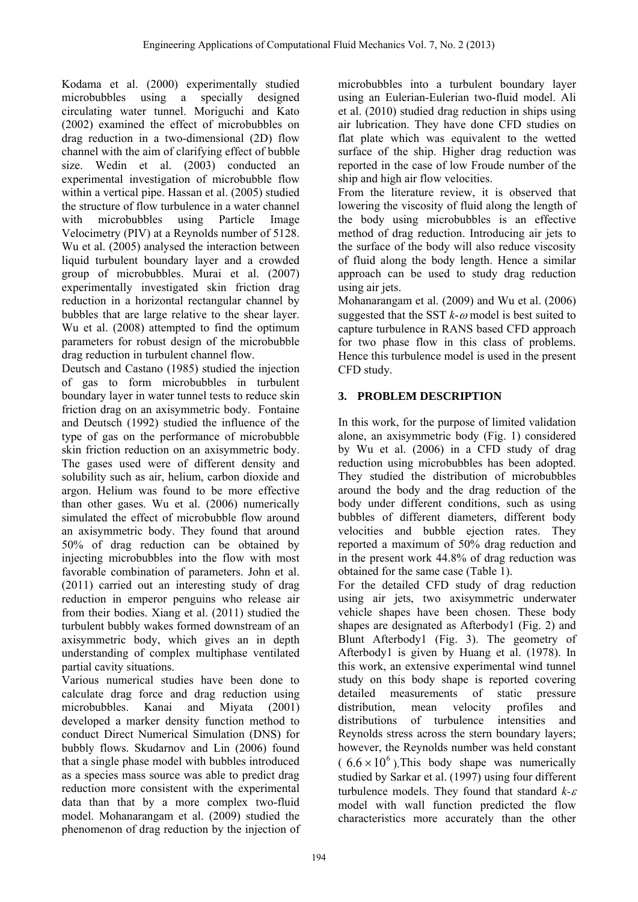Kodama et al. (2000) experimentally studied microbubbles using a specially designed circulating water tunnel. Moriguchi and Kato (2002) examined the effect of microbubbles on drag reduction in a two-dimensional (2D) flow channel with the aim of clarifying effect of bubble size. Wedin et al. (2003) conducted an experimental investigation of microbubble flow within a vertical pipe. Hassan et al. (2005) studied the structure of flow turbulence in a water channel with microbubbles using Particle Image Velocimetry (PIV) at a Reynolds number of 5128. Wu et al. (2005) analysed the interaction between liquid turbulent boundary layer and a crowded group of microbubbles. Murai et al. (2007) experimentally investigated skin friction drag reduction in a horizontal rectangular channel by bubbles that are large relative to the shear layer. Wu et al. (2008) attempted to find the optimum parameters for robust design of the microbubble drag reduction in turbulent channel flow.

Deutsch and Castano (1985) studied the injection of gas to form microbubbles in turbulent boundary layer in water tunnel tests to reduce skin friction drag on an axisymmetric body. Fontaine and Deutsch (1992) studied the influence of the type of gas on the performance of microbubble skin friction reduction on an axisymmetric body. The gases used were of different density and solubility such as air, helium, carbon dioxide and argon. Helium was found to be more effective than other gases. Wu et al. (2006) numerically simulated the effect of microbubble flow around an axisymmetric body. They found that around 50% of drag reduction can be obtained by injecting microbubbles into the flow with most favorable combination of parameters. John et al. (2011) carried out an interesting study of drag reduction in emperor penguins who release air from their bodies. Xiang et al. (2011) studied the turbulent bubbly wakes formed downstream of an axisymmetric body, which gives an in depth understanding of complex multiphase ventilated partial cavity situations.

Various numerical studies have been done to calculate drag force and drag reduction using microbubbles. Kanai and Miyata (2001) developed a marker density function method to conduct Direct Numerical Simulation (DNS) for bubbly flows. Skudarnov and Lin (2006) found that a single phase model with bubbles introduced as a species mass source was able to predict drag reduction more consistent with the experimental data than that by a more complex two-fluid model. Mohanarangam et al. (2009) studied the phenomenon of drag reduction by the injection of microbubbles into a turbulent boundary layer using an Eulerian-Eulerian two-fluid model. Ali et al. (2010) studied drag reduction in ships using air lubrication. They have done CFD studies on flat plate which was equivalent to the wetted surface of the ship. Higher drag reduction was reported in the case of low Froude number of the ship and high air flow velocities.

From the literature review, it is observed that lowering the viscosity of fluid along the length of the body using microbubbles is an effective method of drag reduction. Introducing air jets to the surface of the body will also reduce viscosity of fluid along the body length. Hence a similar approach can be used to study drag reduction using air jets.

Mohanarangam et al. (2009) and Wu et al. (2006) suggested that the SST $k$-$\omega$ model is best suited to capture turbulence in RANS based CFD approach for two phase flow in this class of problems. Hence this turbulence model is used in the present CFD study.

## 3. PROBLEM DESCRIPTION

In this work, for the purpose of limited validation alone, an axisymmetric body (Fig. 1) considered by Wu et al. (2006) in a CFD study of drag reduction using microbubbles has been adopted. They studied the distribution of microbubbles around the body and the drag reduction of the body under different conditions, such as using bubbles of different diameters, different body velocities and bubble ejection rates. They reported a maximum of 50% drag reduction and in the present work 44.8% of drag reduction was obtained for the same case (Table 1).

For the detailed CFD study of drag reduction using air jets, two axisymmetric underwater vehicle shapes have been chosen. These body shapes are designated as Afterbody1 (Fig. 2) and Blunt Afterbody1 (Fig. 3). The geometry of Afterbody1 is given by Huang et al. (1978). In this work, an extensive experimental wind tunnel study on this body shape is reported covering detailed measurements of static pressure distribution, mean velocity profiles and distributions of turbulence intensities and Reynolds stress across the stern boundary layers; however, the Reynolds number was held constant ($6.6 \times 10^6$). This body shape was numerically studied by Sarkar et al. (1997) using four different turbulence models. They found that standard $k$-$\varepsilon$ model with wall function predicted the flow characteristics more accurately than the other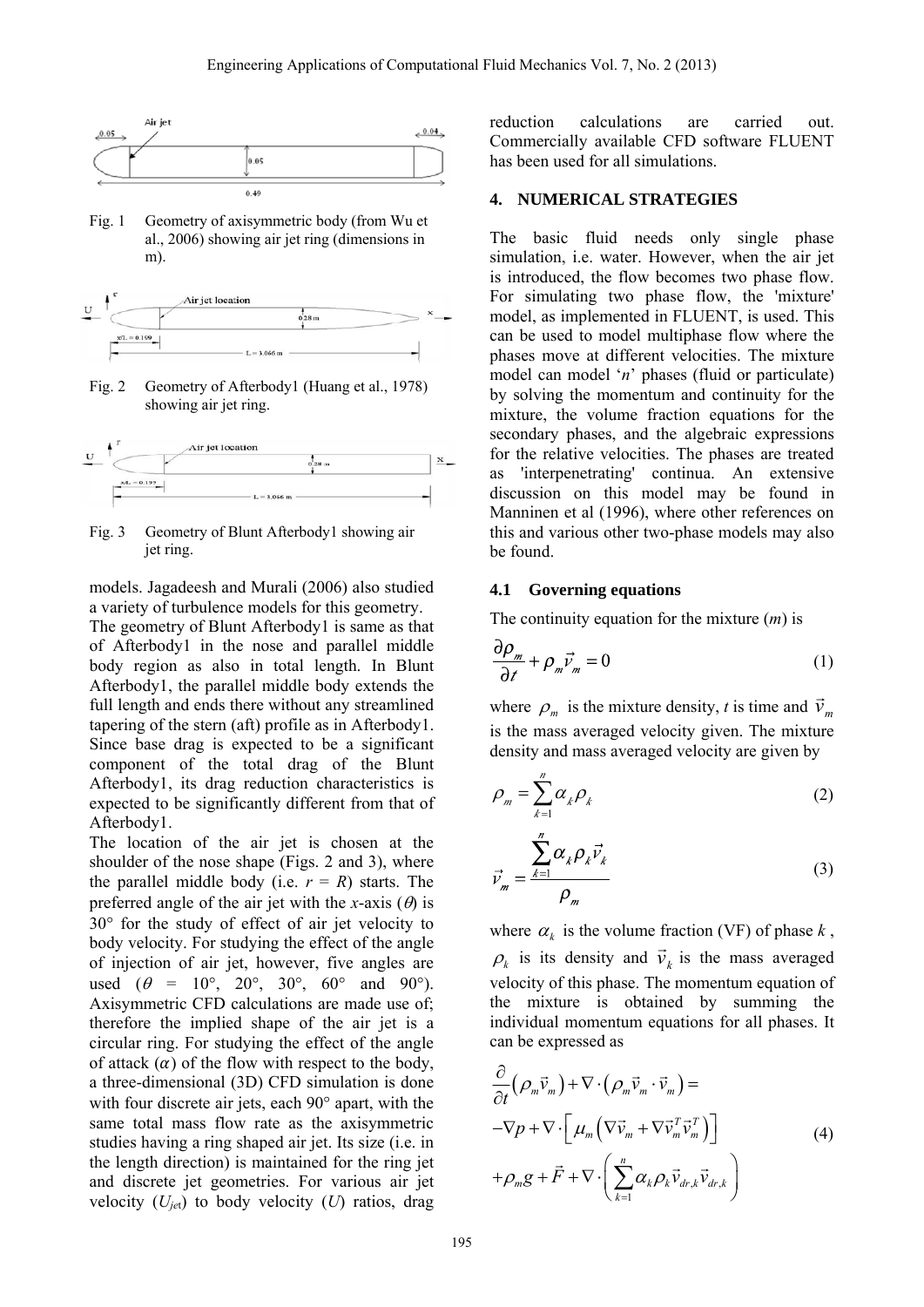Fig. 1 Geometry of axisymmetric body (from Wu et al., 2006) showing air jet ring (dimensions in m).

Fig. 2 Geometry of Afterbody1 (Huang et al., 1978) showing air jet ring.

Fig. 3 Geometry of Blunt Afterbody1 showing air jet ring.

models. Jagadeesh and Murali (2006) also studied a variety of turbulence models for this geometry.

The geometry of Blunt Afterbody1 is same as that of Afterbody1 in the nose and parallel middle body region as also in total length. In Blunt Afterbody1, the parallel middle body extends the full length and ends there without any streamlined tapering of the stern (aft) profile as in Afterbody1. Since base drag is expected to be a significant component of the total drag of the Blunt Afterbody1, its drag reduction characteristics is expected to be significantly different from that of Afterbody1.

The location of the air jet is chosen at the shoulder of the nose shape (Figs. 2 and 3), where the parallel middle body (i.e. $r = R$) starts. The preferred angle of the air jet with the $x$-axis ($\theta$) is 30° for the study of effect of air jet velocity to body velocity. For studying the effect of the angle of injection of air jet, however, five angles are used ($\theta$ = 10°, 20°, 30°, 60° and 90°). Axisymmetric CFD calculations are made use of; therefore the implied shape of the air jet is a circular ring. For studying the effect of the angle of attack ($\alpha$) of the flow with respect to the body, a three-dimensional (3D) CFD simulation is done with four discrete air jets, each 90° apart, with the same total mass flow rate as the axisymmetric studies having a ring shaped air jet. Its size (i.e. in the length direction) is maintained for the ring jet and discrete jet geometries. For various air jet velocity ($U_{jet}$) to body velocity ($U$) ratios, drag reduction calculations are carried out. Commercially available CFD software FLUENT has been used for all simulations.

## 4. NUMERICAL STRATEGIES

The basic fluid needs only single phase simulation, i.e. water. However, when the air jet is introduced, the flow becomes two phase flow. For simulating two phase flow, the 'mixture' model, as implemented in FLUENT, is used. This can be used to model multiphase flow where the phases move at different velocities. The mixture model can model '$n$' phases (fluid or particulate) by solving the momentum and continuity for the mixture, the volume fraction equations for the secondary phases, and the algebraic expressions for the relative velocities. The phases are treated as 'interpenetrating' continua. An extensive discussion on this model may be found in Manninen et al (1996), where other references on this and various other two-phase models may also be found.

### 4.1 Governing equations

The continuity equation for the mixture ($m$) is

$$\frac{\partial \rho_m}{\partial t} + \rho_m \vec{v}_m = 0 \tag{1}$$

where $\rho_m$ is the mixture density, $t$ is time and $\vec{v}_m$ is the mass averaged velocity given. The mixture density and mass averaged velocity are given by

$$\rho_m = \sum_{k=1}^{n} \alpha_k \rho_k \tag{2}$$

$$\vec{v}_m = \frac{\sum_{k=1}^{n} \alpha_k \rho_k \vec{v}_k}{\rho_m} \tag{3}$$

where $\alpha_k$ is the volume fraction (VF) of phase $k$, $\rho_k$ is its density and $\vec{v}_k$ is the mass averaged velocity of this phase. The momentum equation of the mixture is obtained by summing the individual momentum equations for all phases. It can be expressed as

$$\begin{aligned} &\frac{\partial}{\partial t}\left(\rho_m \vec{v}_m\right) + \nabla \cdot \left(\rho_m \vec{v}_m \cdot \vec{v}_m\right) = \\ &-\nabla p + \nabla \cdot \left[\mu_m \left(\nabla \vec{v}_m + \nabla \vec{v}_m^T \vec{v}_m^T\right)\right] \\ &+\rho_m g + \vec{F} + \nabla \cdot \left(\sum_{k=1}^{n} \alpha_k \rho_k \vec{v}_{dr,k} \vec{v}_{dr,k}\right) \end{aligned} \tag{4}$$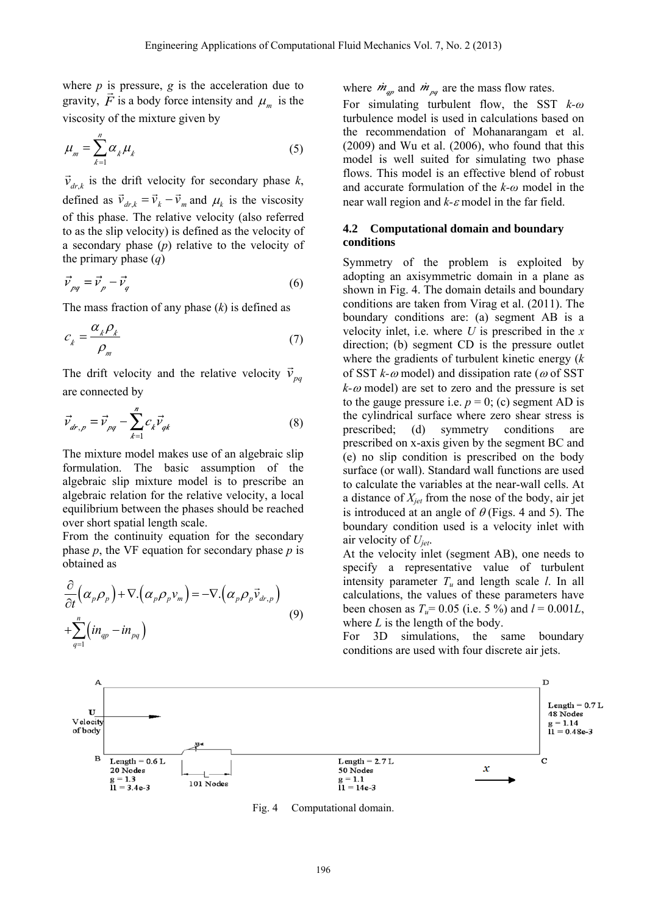where $p$ is pressure, $g$ is the acceleration due to gravity, $\vec{F}$ is a body force intensity and $\mu_m$ is the viscosity of the mixture given by

$$\mu_m = \sum_{k=1}^{n} \alpha_k \mu_k \tag{5}$$

$\vec{v}_{dr,k}$ is the drift velocity for secondary phase $k$, defined as $\vec{v}_{dr,k} = \vec{v}_k - \vec{v}_m$ and $\mu_k$ is the viscosity of this phase. The relative velocity (also referred to as the slip velocity) is defined as the velocity of a secondary phase ($p$) relative to the velocity of the primary phase ($q$)

$$\vec{v}_{pq} = \vec{v}_p - \vec{v}_q \tag{6}$$

The mass fraction of any phase ($k$) is defined as

$$c_k = \frac{\alpha_k \rho_k}{\rho_m} \tag{7}$$

The drift velocity and the relative velocity $\vec{v}_{pq}$ are connected by

$$\vec{v}_{dr,p} = \vec{v}_{pq} - \sum_{k=1}^{n} c_k \vec{v}_{qk} \tag{8}$$

The mixture model makes use of an algebraic slip formulation. The basic assumption of the algebraic slip mixture model is to prescribe an algebraic relation for the relative velocity, a local equilibrium between the phases should be reached over short spatial length scale.

From the continuity equation for the secondary phase $p$, the VF equation for secondary phase $p$ is obtained as

$$\frac{\partial}{\partial t}\left(\alpha_p \rho_p\right) + \nabla.\left(\alpha_p \rho_p v_m\right) = -\nabla.\left(\alpha_p \rho_p \vec{v}_{dr,p}\right) + \sum_{q=1}^{n}\left(in_{qp} - in_{pq}\right) \tag{9}$$

where $\dot{m}_{qp}$ and $\dot{m}_{pq}$ are the mass flow rates.

For simulating turbulent flow, the SST $k$-$\omega$ turbulence model is used in calculations based on the recommendation of Mohanarangam et al. (2009) and Wu et al. (2006), who found that this model is well suited for simulating two phase flows. This model is an effective blend of robust and accurate formulation of the $k$-$\omega$ model in the near wall region and $k$-$\varepsilon$ model in the far field.

### 4.2 Computational domain and boundary conditions

Symmetry of the problem is exploited by adopting an axisymmetric domain in a plane as shown in Fig. 4. The domain details and boundary conditions are taken from Virag et al. (2011). The boundary conditions are: (a) segment AB is a velocity inlet, i.e. where $U$ is prescribed in the $x$ direction; (b) segment CD is the pressure outlet where the gradients of turbulent kinetic energy ($k$ of SST $k$-$\omega$ model) and dissipation rate ($\omega$ of SST $k$-$\omega$ model) are set to zero and the pressure is set to the gauge pressure i.e. $p = 0$; (c) segment AD is the cylindrical surface where zero shear stress is prescribed; (d) symmetry conditions are prescribed on x-axis given by the segment BC and (e) no slip condition is prescribed on the body surface (or wall). Standard wall functions are used to calculate the variables at the near-wall cells. At a distance of $X_{jet}$ from the nose of the body, air jet is introduced at an angle of $\theta$ (Figs. 4 and 5). The boundary condition used is a velocity inlet with air velocity of $U_{jet}$.

At the velocity inlet (segment AB), one needs to specify a representative value of turbulent intensity parameter $T_u$ and length scale $l$. In all calculations, the values of these parameters have been chosen as $T_u$= 0.05 (i.e. 5 %) and $l$ = 0.001$L$, where $L$ is the length of the body.

For 3D simulations, the same boundary conditions are used with four discrete air jets.

A D U Velocity of body Length = 0.7 L 48 Nodes g = 1.14 l1 = 0.48e-3 B Length = 0.6 L 20 Nodes g = 1.3 l1 = 3.4e-3 101 Nodes Length = 2.7 L 50 Nodes g = 1.1 l1 = 14e-3 C x

Fig. 4 Computational domain.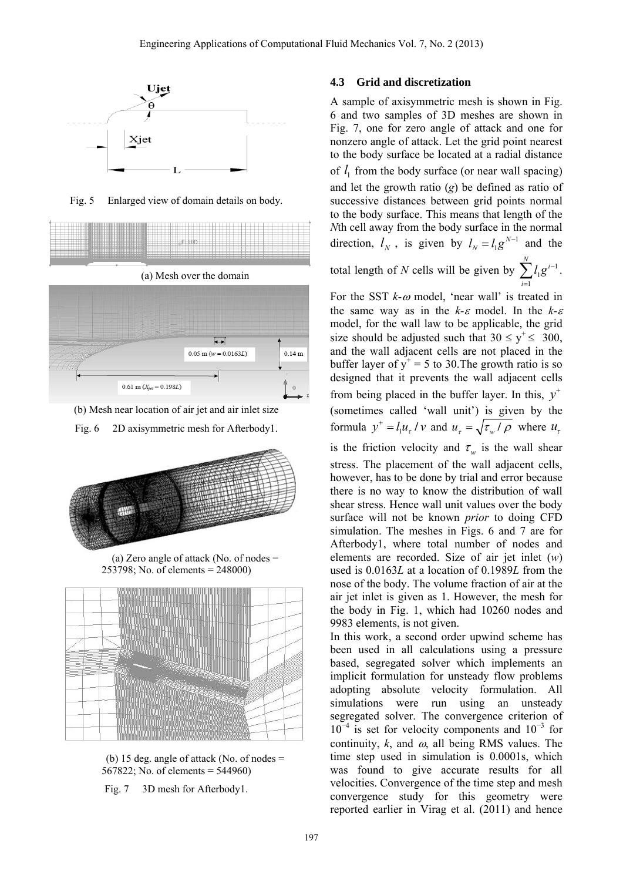Fig. 5 Enlarged view of domain details on body.

(a) Mesh over the domain

(b) Mesh near location of air jet and air inlet size

Fig. 6 2D axisymmetric mesh for Afterbody1.

(a) Zero angle of attack (No. of nodes = 253798; No. of elements = 248000)

(b) 15 deg. angle of attack (No. of nodes = 567822; No. of elements = 544960)

Fig. 7 3D mesh for Afterbody1.

### 4.3 Grid and discretization

A sample of axisymmetric mesh is shown in Fig. 6 and two samples of 3D meshes are shown in Fig. 7, one for zero angle of attack and one for nonzero angle of attack. Let the grid point nearest to the body surface be located at a radial distance of $l_1$ from the body surface (or near wall spacing) and let the growth ratio ($g$) be defined as ratio of successive distances between grid points normal to the body surface. This means that length of the $N$th cell away from the body surface in the normal direction, $l_N$, is given by $l_N = l_1 g^{N-1}$ and the total length of $N$ cells will be given by $\sum_{i=1}^{N} l_1 g^{i-1}$.

For the SST $k$-$\omega$ model, 'near wall' is treated in the same way as in the $k$-$\varepsilon$ model. In the $k$-$\varepsilon$ model, for the wall law to be applicable, the grid size should be adjusted such that $30 \le y^+ \le 300$, and the wall adjacent cells are not placed in the buffer layer of $y^+ = 5$ to 30. The growth ratio is so designed that it prevents the wall adjacent cells from being placed in the buffer layer. In this, $y^+$ (sometimes called 'wall unit') is given by the formula $y^+ = l_1 u_\tau / \nu$ and $u_\tau = \sqrt{\tau_w / \rho}$ where $u_\tau$ is the friction velocity and $\tau_w$ is the wall shear stress. The placement of the wall adjacent cells, however, has to be done by trial and error because there is no way to know the distribution of wall shear stress. Hence wall unit values over the body surface will not be known *prior* to doing CFD simulation. The meshes in Figs. 6 and 7 are for Afterbody1, where total number of nodes and elements are recorded. Size of air jet inlet ($w$) used is 0.0163$L$ at a location of 0.1989$L$ from the nose of the body. The volume fraction of air at the air jet inlet is given as 1. However, the mesh for the body in Fig. 1, which had 10260 nodes and 9983 elements, is not given.

In this work, a second order upwind scheme has been used in all calculations using a pressure based, segregated solver which implements an implicit formulation for unsteady flow problems adopting absolute velocity formulation. All simulations were run using an unsteady segregated solver. The convergence criterion of $10^{-4}$ is set for velocity components and $10^{-3}$ for continuity, $k$, and $\omega$, all being RMS values. The time step used in simulation is 0.0001s, which was found to give accurate results for all velocities. Convergence of the time step and mesh convergence study for this geometry were reported earlier in Virag et al. (2011) and hence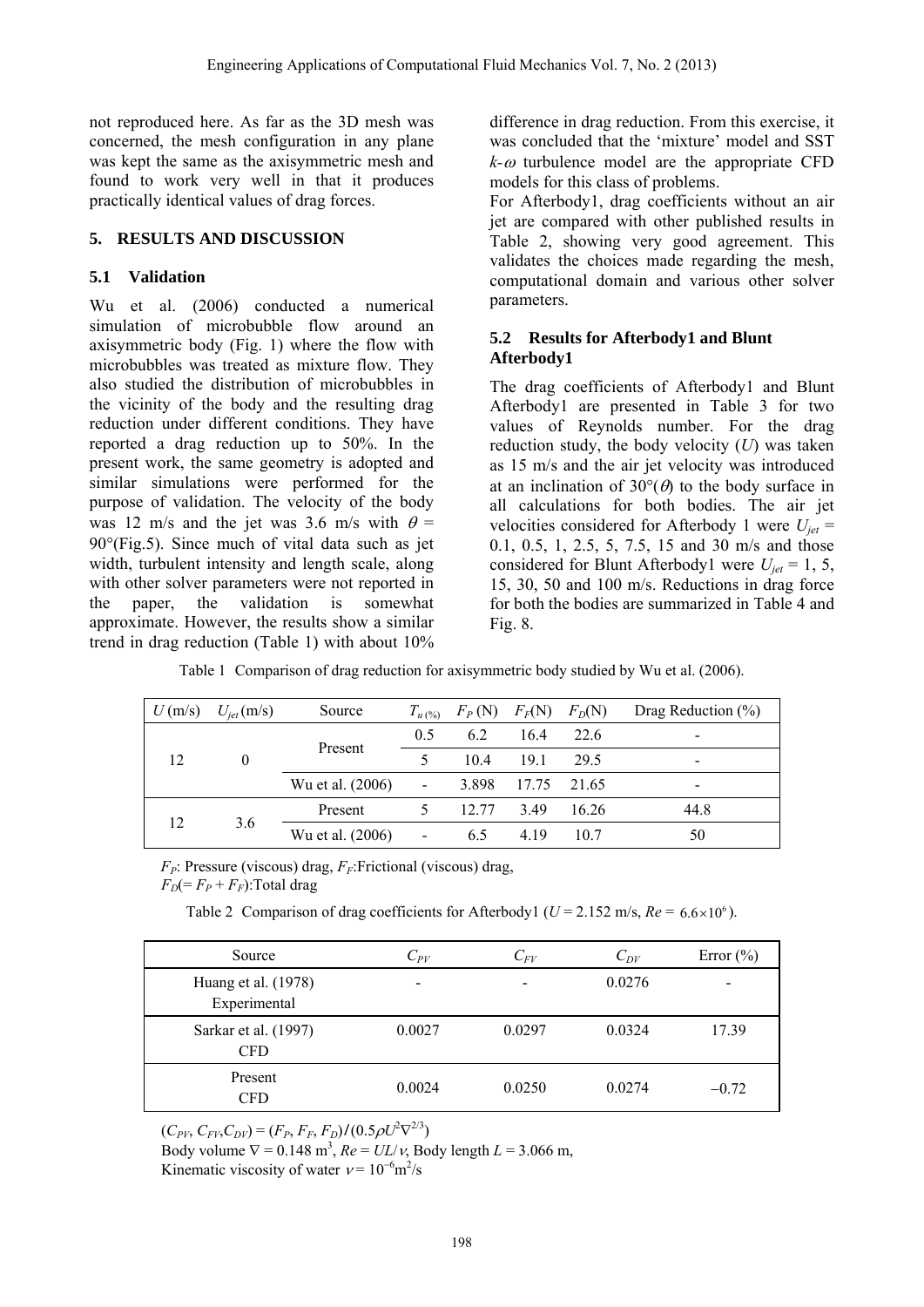not reproduced here. As far as the 3D mesh was concerned, the mesh configuration in any plane was kept the same as the axisymmetric mesh and found to work very well in that it produces practically identical values of drag forces.

## 5. RESULTS AND DISCUSSION

### 5.1 Validation

Wu et al. (2006) conducted a numerical simulation of microbubble flow around an axisymmetric body (Fig. 1) where the flow with microbubbles was treated as mixture flow. They also studied the distribution of microbubbles in the vicinity of the body and the resulting drag reduction under different conditions. They have reported a drag reduction up to 50%. In the present work, the same geometry is adopted and similar simulations were performed for the purpose of validation. The velocity of the body was 12 m/s and the jet was 3.6 m/s with $\theta$ = 90°(Fig.5). Since much of vital data such as jet width, turbulent intensity and length scale, along with other solver parameters were not reported in the paper, the validation is somewhat approximate. However, the results show a similar trend in drag reduction (Table 1) with about 10% difference in drag reduction. From this exercise, it was concluded that the 'mixture' model and SST $k$-$\omega$ turbulence model are the appropriate CFD models for this class of problems.

For Afterbody1, drag coefficients without an air jet are compared with other published results in Table 2, showing very good agreement. This validates the choices made regarding the mesh, computational domain and various other solver parameters.

### 5.2 Results for Afterbody1 and Blunt Afterbody1

The drag coefficients of Afterbody1 and Blunt Afterbody1 are presented in Table 3 for two values of Reynolds number. For the drag reduction study, the body velocity ($U$) was taken as 15 m/s and the air jet velocity was introduced at an inclination of 30°($\theta$) to the body surface in all calculations for both bodies. The air jet velocities considered for Afterbody 1 were $U_{jet}$ = 0.1, 0.5, 1, 2.5, 5, 7.5, 15 and 30 m/s and those considered for Blunt Afterbody1 were $U_{jet}$ = 1, 5, 15, 30, 50 and 100 m/s. Reductions in drag force for both the bodies are summarized in Table 4 and Fig. 8.

Table 1 Comparison of drag reduction for axisymmetric body studied by Wu et al. (2006).

| $U$ (m/s) | $U_{jet}$ (m/s) | Source | $T_{u\,(\%)}$ | $F_P$ (N) | $F_F$(N) | $F_D$(N) | Drag Reduction (%) |
|---|---|---|---|---|---|---|---|
| 12 | 0 | Present | 0.5 | 6.2 | 16.4 | 22.6 | - |
| | | | 5 | 10.4 | 19.1 | 29.5 | - |
| | | Wu et al. (2006) | - | 3.898 | 17.75 | 21.65 | - |
| 12 | 3.6 | Present | 5 | 12.77 | 3.49 | 16.26 | 44.8 |
| | | Wu et al. (2006) | - | 6.5 | 4.19 | 10.7 | 50 |

$F_P$: Pressure (viscous) drag, $F_F$:Frictional (viscous) drag,
$F_D$(= $F_P$ + $F_F$):Total drag

Table 2 Comparison of drag coefficients for Afterbody1 ($U$ = 2.152 m/s, $Re$ = $6.6\times10^6$).

| Source | $C_{PV}$ | $C_{FV}$ | $C_{DV}$ | Error (%) |
|---|---|---|---|---|
| Huang et al. (1978) Experimental | - | - | 0.0276 | - |
| Sarkar et al. (1997) CFD | 0.0027 | 0.0297 | 0.0324 | 17.39 |
| Present CFD | 0.0024 | 0.0250 | 0.0274 | −0.72 |

($C_{PV}$, $C_{FV}$,$C_{DV}$) = ($F_P$, $F_F$, $F_D$)/(0.5$\rho U^2\nabla^{2/3}$)
Body volume $\nabla$ = 0.148 m$^3$, $Re$ = $UL/\nu$, Body length $L$ = 3.066 m,
Kinematic viscosity of water $\nu$ = $10^{-6}$m$^2$/s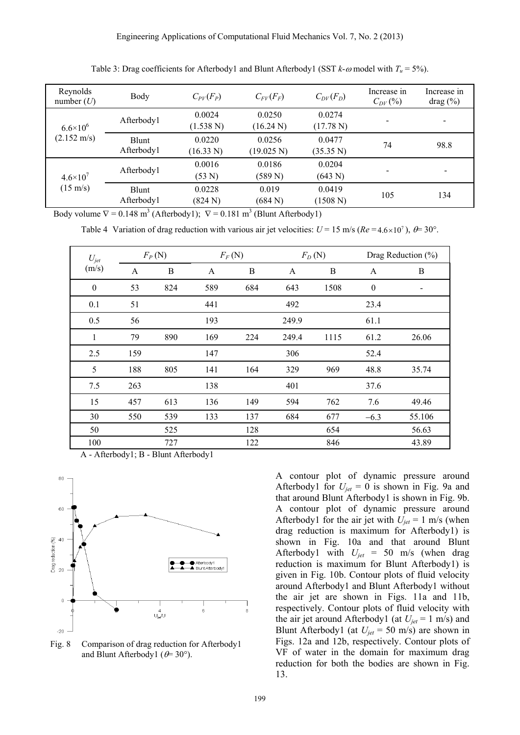Table 3: Drag coefficients for Afterbody1 and Blunt Afterbody1 (SST $k$-$\omega$ model with $T_u$ = 5%).

| Reynolds number ($U$) | Body | $C_{PV}(F_P)$ | $C_{FV}(F_F)$ | $C_{DV}(F_D)$ | Increase in $C_{DV}$ (%) | Increase in drag (%) |
|---|---|---|---|---|---|---|
| $6.6\times10^6$ (2.152 m/s) | Afterbody1 | 0.0024 (1.538 N) | 0.0250 (16.24 N) | 0.0274 (17.78 N) | - | - |
| | Blunt Afterbody1 | 0.0220 (16.33 N) | 0.0256 (19.025 N) | 0.0477 (35.35 N) | 74 | 98.8 |
| $4.6\times10^7$ (15 m/s) | Afterbody1 | 0.0016 (53 N) | 0.0186 (589 N) | 0.0204 (643 N) | - | - |
| | Blunt Afterbody1 | 0.0228 (824 N) | 0.019 (684 N) | 0.0419 (1508 N) | 105 | 134 |

Body volume $\nabla$ = 0.148 m$^3$ (Afterbody1); $\nabla$ = 0.181 m$^3$ (Blunt Afterbody1)

Table 4 Variation of drag reduction with various air jet velocities: $U$ = 15 m/s ($Re = 4.6\times10^7$), $\theta$= 30°.

| $U_{jet}$ (m/s) | $F_P$ (N) | | $F_F$ (N) | | $F_D$ (N) | | Drag Reduction (%) | |
|---|---|---|---|---|---|---|---|---|
| | A | B | A | B | A | B | A | B |
| 0 | 53 | 824 | 589 | 684 | 643 | 1508 | 0 | - |
| 0.1 | 51 | | 441 | | 492 | | 23.4 | |
| 0.5 | 56 | | 193 | | 249.9 | | 61.1 | |
| 1 | 79 | 890 | 169 | 224 | 249.4 | 1115 | 61.2 | 26.06 |
| 2.5 | 159 | | 147 | | 306 | | 52.4 | |
| 5 | 188 | 805 | 141 | 164 | 329 | 969 | 48.8 | 35.74 |
| 7.5 | 263 | | 138 | | 401 | | 37.6 | |
| 15 | 457 | 613 | 136 | 149 | 594 | 762 | 7.6 | 49.46 |
| 30 | 550 | 539 | 133 | 137 | 684 | 677 | −6.3 | 55.106 |
| 50 | | 525 | | 128 | | 654 | | 56.63 |
| 100 | | 727 | | 122 | | 846 | | 43.89 |

A - Afterbody1; B - Blunt Afterbody1

Fig. 8 Comparison of drag reduction for Afterbody1 and Blunt Afterbody1 ($\theta$= 30°).

A contour plot of dynamic pressure around Afterbody1 for $U_{jet}$ = 0 is shown in Fig. 9a and that around Blunt Afterbody1 is shown in Fig. 9b. A contour plot of dynamic pressure around Afterbody1 for the air jet with $U_{jet}$ = 1 m/s (when drag reduction is maximum for Afterbody1) is shown in Fig. 10a and that around Blunt Afterbody1 with $U_{jet}$ = 50 m/s (when drag reduction is maximum for Blunt Afterbody1) is given in Fig. 10b. Contour plots of fluid velocity around Afterbody1 and Blunt Afterbody1 without the air jet are shown in Figs. 11a and 11b, respectively. Contour plots of fluid velocity with the air jet around Afterbody1 (at $U_{jet}$ = 1 m/s) and Blunt Afterbody1 (at $U_{jet}$ = 50 m/s) are shown in Figs. 12a and 12b, respectively. Contour plots of VF of water in the domain for maximum drag reduction for both the bodies are shown in Fig. 13.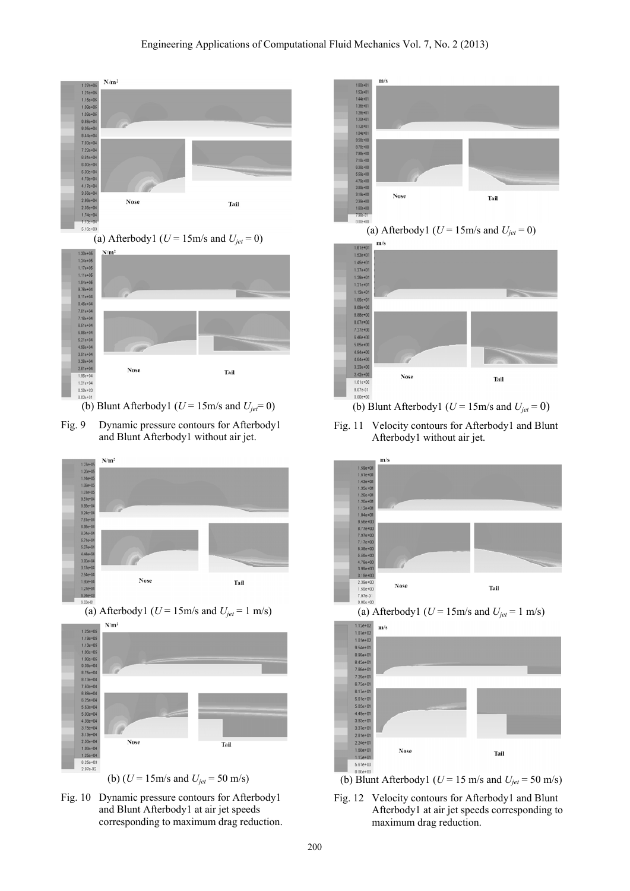(a) Afterbody1 ($U$ = 15m/s and $U_{jet}$ = 0)

(b) Blunt Afterbody1 ($U$ = 15m/s and $U_{jet}$= 0)

Fig. 9 Dynamic pressure contours for Afterbody1 and Blunt Afterbody1 without air jet.

(a) Afterbody1 ($U$ = 15m/s and $U_{jet}$ = 1 m/s)

(b) ($U$ = 15m/s and $U_{jet}$ = 50 m/s)

Fig. 10 Dynamic pressure contours for Afterbody1 and Blunt Afterbody1 at air jet speeds corresponding to maximum drag reduction.

(a) Afterbody1 ($U$ = 15m/s and $U_{jet}$ = 0)

(b) Blunt Afterbody1 ($U$ = 15m/s and $U_{jet}$ = 0)

Fig. 11 Velocity contours for Afterbody1 and Blunt Afterbody1 without air jet.

(a) Afterbody1 ($U$ = 15m/s and $U_{jet}$ = 1 m/s)

(b) Blunt Afterbody1 ($U$ = 15 m/s and $U_{jet}$ = 50 m/s)

Fig. 12 Velocity contours for Afterbody1 and Blunt Afterbody1 at air jet speeds corresponding to maximum drag reduction.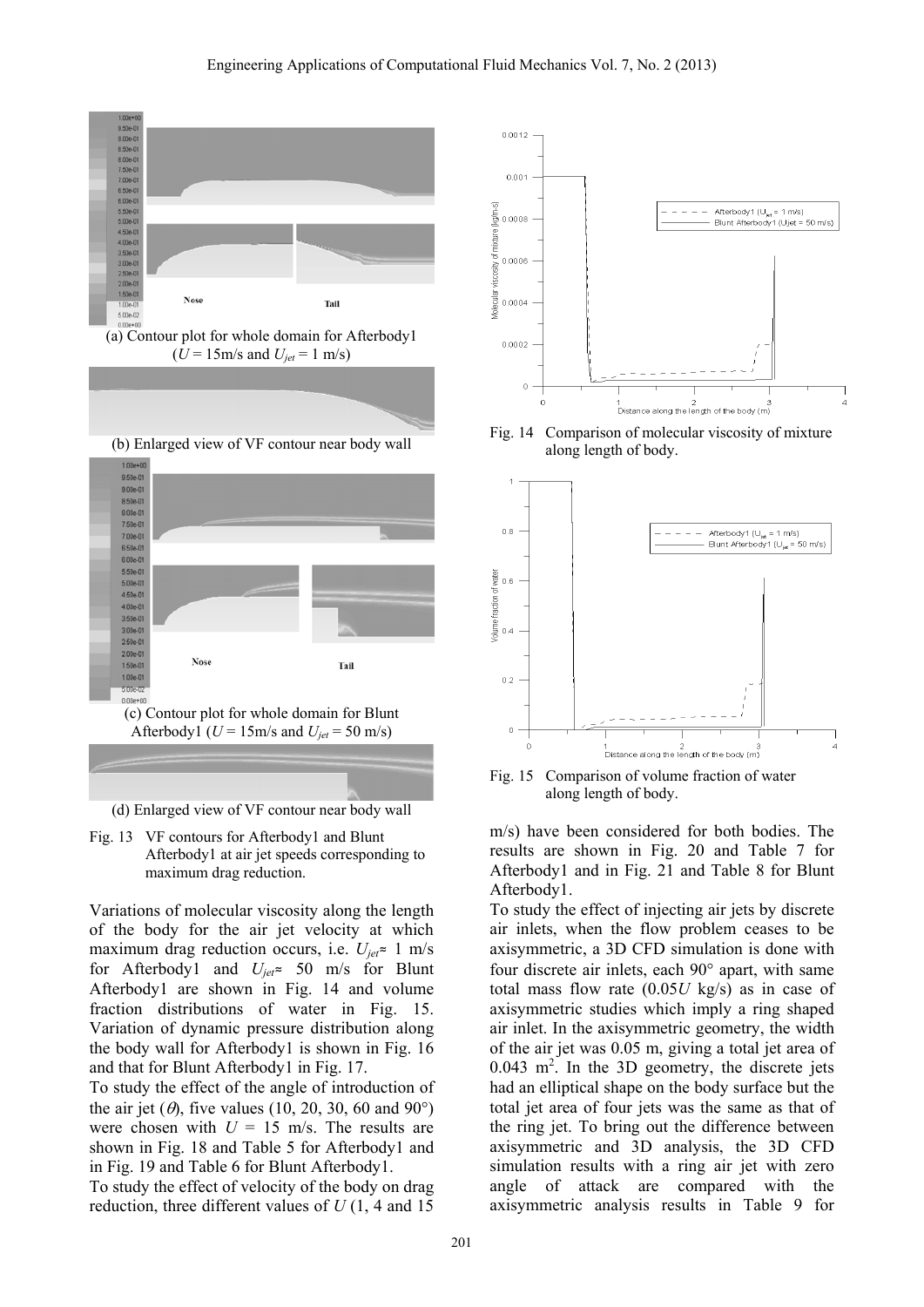(a) Contour plot for whole domain for Afterbody1 ($U$ = 15m/s and $U_{jet}$ = 1 m/s)

(b) Enlarged view of VF contour near body wall

(c) Contour plot for whole domain for Blunt Afterbody1 ($U$ = 15m/s and $U_{jet}$ = 50 m/s)

(d) Enlarged view of VF contour near body wall

Fig. 13 VF contours for Afterbody1 and Blunt Afterbody1 at air jet speeds corresponding to maximum drag reduction.

Fig. 14 Comparison of molecular viscosity of mixture along length of body.

Fig. 15 Comparison of volume fraction of water along length of body.

Variations of molecular viscosity along the length of the body for the air jet velocity at which maximum drag reduction occurs, i.e. $U_{jet} \approx$ 1 m/s for Afterbody1 and $U_{jet} \approx$ 50 m/s for Blunt Afterbody1 are shown in Fig. 14 and volume fraction distributions of water in Fig. 15. Variation of dynamic pressure distribution along the body wall for Afterbody1 is shown in Fig. 16 and that for Blunt Afterbody1 in Fig. 17.

To study the effect of the angle of introduction of the air jet ($\theta$), five values (10, 20, 30, 60 and 90°) were chosen with $U$ = 15 m/s. The results are shown in Fig. 18 and Table 5 for Afterbody1 and in Fig. 19 and Table 6 for Blunt Afterbody1.

To study the effect of velocity of the body on drag reduction, three different values of $U$ (1, 4 and 15 m/s) have been considered for both bodies. The results are shown in Fig. 20 and Table 7 for Afterbody1 and in Fig. 21 and Table 8 for Blunt Afterbody1.

To study the effect of injecting air jets by discrete air inlets, when the flow problem ceases to be axisymmetric, a 3D CFD simulation is done with four discrete air inlets, each 90° apart, with same total mass flow rate ($0.05U$ kg/s) as in case of axisymmetric studies which imply a ring shaped air inlet. In the axisymmetric geometry, the width of the air jet was 0.05 m, giving a total jet area of 0.043 m$^2$. In the 3D geometry, the discrete jets had an elliptical shape on the body surface but the total jet area of four jets was the same as that of the ring jet. To bring out the difference between axisymmetric and 3D analysis, the 3D CFD simulation results with a ring air jet with zero angle of attack are compared with the axisymmetric analysis results in Table 9 for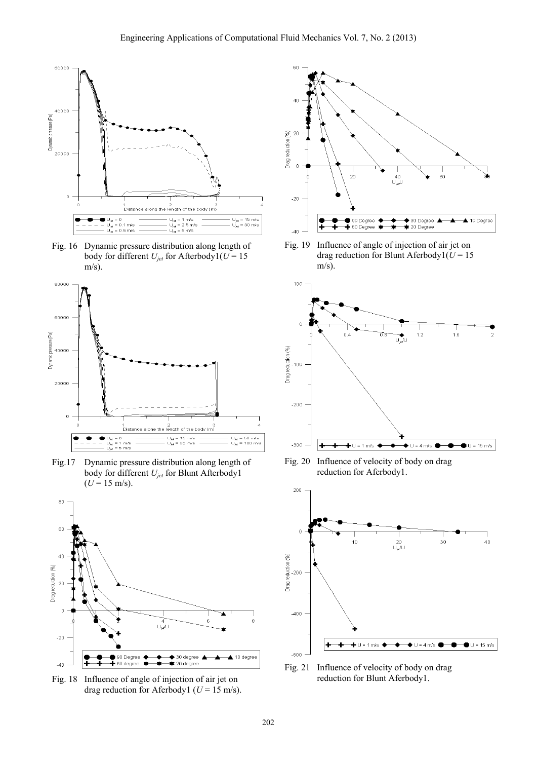Fig. 16 Dynamic pressure distribution along length of body for different $U_{jet}$ for Afterbody1($U$ = 15 m/s).

Fig.17 Dynamic pressure distribution along length of body for different $U_{jet}$ for Blunt Afterbody1 ($U$ = 15 m/s).

Fig. 18 Influence of angle of injection of air jet on drag reduction for Aferbody1 ($U$ = 15 m/s).

Fig. 19 Influence of angle of injection of air jet on drag reduction for Blunt Aferbody1($U$ = 15 m/s).

Fig. 20 Influence of velocity of body on drag reduction for Aferbody1.

Fig. 21 Influence of velocity of body on drag reduction for Blunt Aferbody1.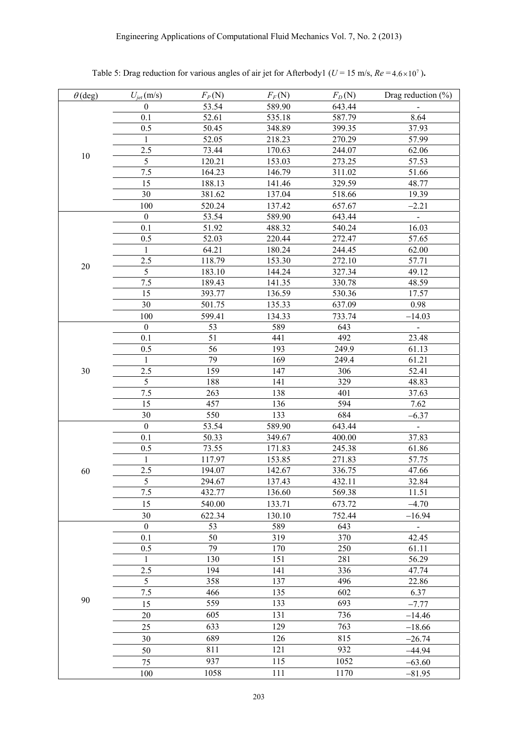Table 5: Drag reduction for various angles of air jet for Afterbody1 ($U$ = 15 m/s, $Re = 4.6 \times 10^7$).

| $\theta$ (deg) | $U_{jet}$ (m/s) | $F_P$ (N) | $F_F$ (N) | $F_D$ (N) | Drag reduction (%) |
|---|---|---|---|---|---|
| 10 | 0 | 53.54 | 589.90 | 643.44 | - |
| | 0.1 | 52.61 | 535.18 | 587.79 | 8.64 |
| | 0.5 | 50.45 | 348.89 | 399.35 | 37.93 |
| | 1 | 52.05 | 218.23 | 270.29 | 57.99 |
| | 2.5 | 73.44 | 170.63 | 244.07 | 62.06 |
| | 5 | 120.21 | 153.03 | 273.25 | 57.53 |
| | 7.5 | 164.23 | 146.79 | 311.02 | 51.66 |
| | 15 | 188.13 | 141.46 | 329.59 | 48.77 |
| | 30 | 381.62 | 137.04 | 518.66 | 19.39 |
| | 100 | 520.24 | 137.42 | 657.67 | −2.21 |
| 20 | 0 | 53.54 | 589.90 | 643.44 | - |
| | 0.1 | 51.92 | 488.32 | 540.24 | 16.03 |
| | 0.5 | 52.03 | 220.44 | 272.47 | 57.65 |
| | 1 | 64.21 | 180.24 | 244.45 | 62.00 |
| | 2.5 | 118.79 | 153.30 | 272.10 | 57.71 |
| | 5 | 183.10 | 144.24 | 327.34 | 49.12 |
| | 7.5 | 189.43 | 141.35 | 330.78 | 48.59 |
| | 15 | 393.77 | 136.59 | 530.36 | 17.57 |
| | 30 | 501.75 | 135.33 | 637.09 | 0.98 |
| | 100 | 599.41 | 134.33 | 733.74 | −14.03 |
| 30 | 0 | 53 | 589 | 643 | - |
| | 0.1 | 51 | 441 | 492 | 23.48 |
| | 0.5 | 56 | 193 | 249.9 | 61.13 |
| | 1 | 79 | 169 | 249.4 | 61.21 |
| | 2.5 | 159 | 147 | 306 | 52.41 |
| | 5 | 188 | 141 | 329 | 48.83 |
| | 7.5 | 263 | 138 | 401 | 37.63 |
| | 15 | 457 | 136 | 594 | 7.62 |
| | 30 | 550 | 133 | 684 | −6.37 |
| 60 | 0 | 53.54 | 589.90 | 643.44 | - |
| | 0.1 | 50.33 | 349.67 | 400.00 | 37.83 |
| | 0.5 | 73.55 | 171.83 | 245.38 | 61.86 |
| | 1 | 117.97 | 153.85 | 271.83 | 57.75 |
| | 2.5 | 194.07 | 142.67 | 336.75 | 47.66 |
| | 5 | 294.67 | 137.43 | 432.11 | 32.84 |
| | 7.5 | 432.77 | 136.60 | 569.38 | 11.51 |
| | 15 | 540.00 | 133.71 | 673.72 | −4.70 |
| | 30 | 622.34 | 130.10 | 752.44 | −16.94 |
| 90 | 0 | 53 | 589 | 643 | - |
| | 0.1 | 50 | 319 | 370 | 42.45 |
| | 0.5 | 79 | 170 | 250 | 61.11 |
| | 1 | 130 | 151 | 281 | 56.29 |
| | 2.5 | 194 | 141 | 336 | 47.74 |
| | 5 | 358 | 137 | 496 | 22.86 |
| | 7.5 | 466 | 135 | 602 | 6.37 |
| | 15 | 559 | 133 | 693 | −7.77 |
| | 20 | 605 | 131 | 736 | −14.46 |
| | 25 | 633 | 129 | 763 | −18.66 |
| | 30 | 689 | 126 | 815 | −26.74 |
| | 50 | 811 | 121 | 932 | −44.94 |
| | 75 | 937 | 115 | 1052 | −63.60 |
| | 100 | 1058 | 111 | 1170 | −81.95 |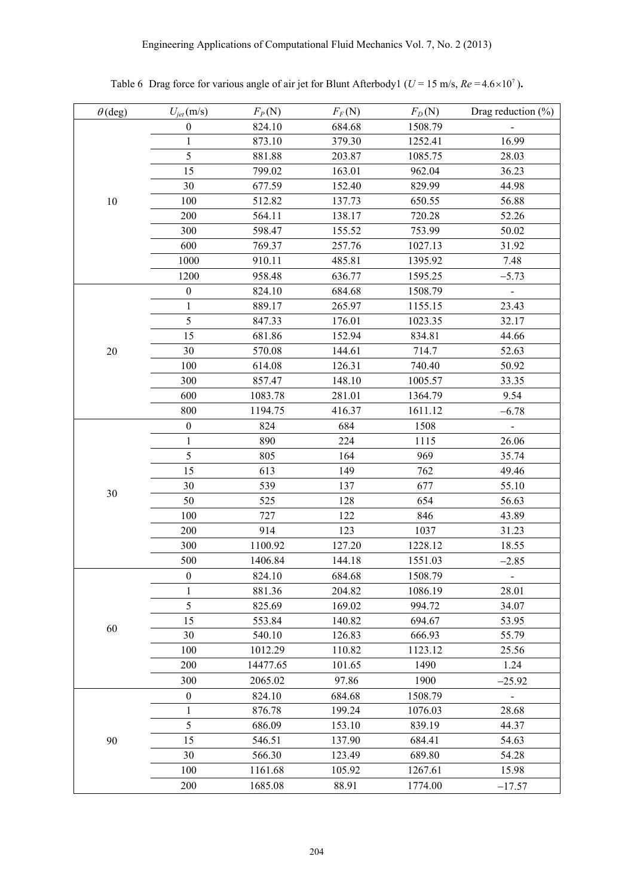Table 6 Drag force for various angle of air jet for Blunt Afterbody1 ($U = 15$ m/s, $Re = 4.6 \times 10^7$).

| $\theta$(deg) | $U_{jet}$(m/s) | $F_P$(N) | $F_F$(N) | $F_D$(N) | Drag reduction (%) |
|---|---|---|---|---|---|
| 10 | 0 | 824.10 | 684.68 | 1508.79 | - |
| | 1 | 873.10 | 379.30 | 1252.41 | 16.99 |
| | 5 | 881.88 | 203.87 | 1085.75 | 28.03 |
| | 15 | 799.02 | 163.01 | 962.04 | 36.23 |
| | 30 | 677.59 | 152.40 | 829.99 | 44.98 |
| | 100 | 512.82 | 137.73 | 650.55 | 56.88 |
| | 200 | 564.11 | 138.17 | 720.28 | 52.26 |
| | 300 | 598.47 | 155.52 | 753.99 | 50.02 |
| | 600 | 769.37 | 257.76 | 1027.13 | 31.92 |
| | 1000 | 910.11 | 485.81 | 1395.92 | 7.48 |
| | 1200 | 958.48 | 636.77 | 1595.25 | −5.73 |
| 20 | 0 | 824.10 | 684.68 | 1508.79 | - |
| | 1 | 889.17 | 265.97 | 1155.15 | 23.43 |
| | 5 | 847.33 | 176.01 | 1023.35 | 32.17 |
| | 15 | 681.86 | 152.94 | 834.81 | 44.66 |
| | 30 | 570.08 | 144.61 | 714.7 | 52.63 |
| | 100 | 614.08 | 126.31 | 740.40 | 50.92 |
| | 300 | 857.47 | 148.10 | 1005.57 | 33.35 |
| | 600 | 1083.78 | 281.01 | 1364.79 | 9.54 |
| | 800 | 1194.75 | 416.37 | 1611.12 | −6.78 |
| 30 | 0 | 824 | 684 | 1508 | - |
| | 1 | 890 | 224 | 1115 | 26.06 |
| | 5 | 805 | 164 | 969 | 35.74 |
| | 15 | 613 | 149 | 762 | 49.46 |
| | 30 | 539 | 137 | 677 | 55.10 |
| | 50 | 525 | 128 | 654 | 56.63 |
| | 100 | 727 | 122 | 846 | 43.89 |
| | 200 | 914 | 123 | 1037 | 31.23 |
| | 300 | 1100.92 | 127.20 | 1228.12 | 18.55 |
| | 500 | 1406.84 | 144.18 | 1551.03 | −2.85 |
| 60 | 0 | 824.10 | 684.68 | 1508.79 | - |
| | 1 | 881.36 | 204.82 | 1086.19 | 28.01 |
| | 5 | 825.69 | 169.02 | 994.72 | 34.07 |
| | 15 | 553.84 | 140.82 | 694.67 | 53.95 |
| | 30 | 540.10 | 126.83 | 666.93 | 55.79 |
| | 100 | 1012.29 | 110.82 | 1123.12 | 25.56 |
| | 200 | 14477.65 | 101.65 | 1490 | 1.24 |
| | 300 | 2065.02 | 97.86 | 1900 | −25.92 |
| 90 | 0 | 824.10 | 684.68 | 1508.79 | - |
| | 1 | 876.78 | 199.24 | 1076.03 | 28.68 |
| | 5 | 686.09 | 153.10 | 839.19 | 44.37 |
| | 15 | 546.51 | 137.90 | 684.41 | 54.63 |
| | 30 | 566.30 | 123.49 | 689.80 | 54.28 |
| | 100 | 1161.68 | 105.92 | 1267.61 | 15.98 |
| | 200 | 1685.08 | 88.91 | 1774.00 | −17.57 |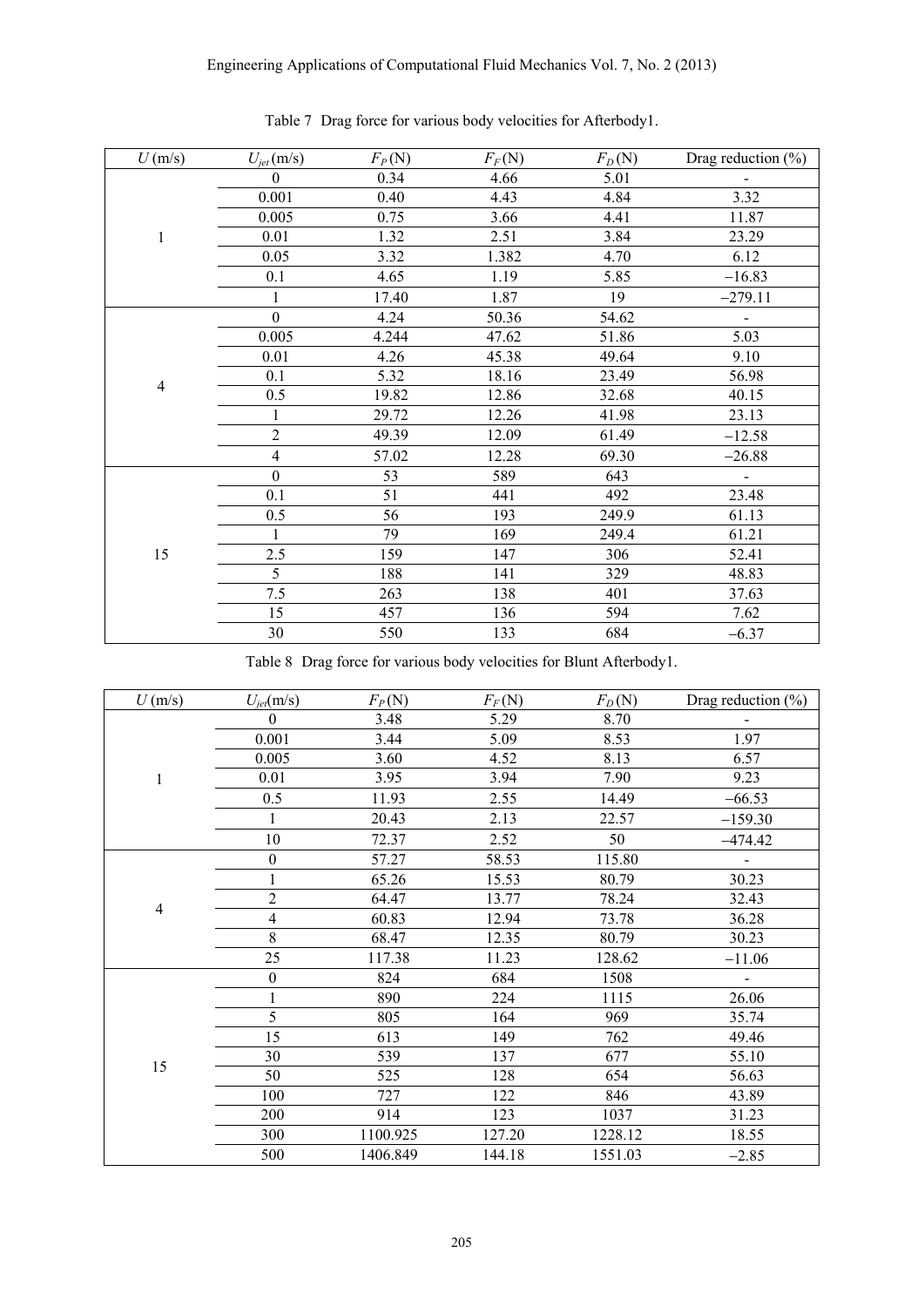Table 7 Drag force for various body velocities for Afterbody1.

| $U$ (m/s) | $U_{jet}$ (m/s) | $F_P$ (N) | $F_F$ (N) | $F_D$ (N) | Drag reduction (%) |
|---|---|---|---|---|---|
| 1 | 0 | 0.34 | 4.66 | 5.01 | - |
| | 0.001 | 0.40 | 4.43 | 4.84 | 3.32 |
| | 0.005 | 0.75 | 3.66 | 4.41 | 11.87 |
| | 0.01 | 1.32 | 2.51 | 3.84 | 23.29 |
| | 0.05 | 3.32 | 1.382 | 4.70 | 6.12 |
| | 0.1 | 4.65 | 1.19 | 5.85 | −16.83 |
| | 1 | 17.40 | 1.87 | 19 | −279.11 |
| 4 | 0 | 4.24 | 50.36 | 54.62 | - |
| | 0.005 | 4.244 | 47.62 | 51.86 | 5.03 |
| | 0.01 | 4.26 | 45.38 | 49.64 | 9.10 |
| | 0.1 | 5.32 | 18.16 | 23.49 | 56.98 |
| | 0.5 | 19.82 | 12.86 | 32.68 | 40.15 |
| | 1 | 29.72 | 12.26 | 41.98 | 23.13 |
| | 2 | 49.39 | 12.09 | 61.49 | −12.58 |
| | 4 | 57.02 | 12.28 | 69.30 | −26.88 |
| 15 | 0 | 53 | 589 | 643 | - |
| | 0.1 | 51 | 441 | 492 | 23.48 |
| | 0.5 | 56 | 193 | 249.9 | 61.13 |
| | 1 | 79 | 169 | 249.4 | 61.21 |
| | 2.5 | 159 | 147 | 306 | 52.41 |
| | 5 | 188 | 141 | 329 | 48.83 |
| | 7.5 | 263 | 138 | 401 | 37.63 |
| | 15 | 457 | 136 | 594 | 7.62 |
| | 30 | 550 | 133 | 684 | −6.37 |

Table 8 Drag force for various body velocities for Blunt Afterbody1.

| $U$ (m/s) | $U_{jet}$(m/s) | $F_P$ (N) | $F_F$ (N) | $F_D$ (N) | Drag reduction (%) |
|---|---|---|---|---|---|
| 1 | 0 | 3.48 | 5.29 | 8.70 | - |
| | 0.001 | 3.44 | 5.09 | 8.53 | 1.97 |
| | 0.005 | 3.60 | 4.52 | 8.13 | 6.57 |
| | 0.01 | 3.95 | 3.94 | 7.90 | 9.23 |
| | 0.5 | 11.93 | 2.55 | 14.49 | −66.53 |
| | 1 | 20.43 | 2.13 | 22.57 | −159.30 |
| | 10 | 72.37 | 2.52 | 50 | −474.42 |
| 4 | 0 | 57.27 | 58.53 | 115.80 | - |
| | 1 | 65.26 | 15.53 | 80.79 | 30.23 |
| | 2 | 64.47 | 13.77 | 78.24 | 32.43 |
| | 4 | 60.83 | 12.94 | 73.78 | 36.28 |
| | 8 | 68.47 | 12.35 | 80.79 | 30.23 |
| | 25 | 117.38 | 11.23 | 128.62 | −11.06 |
| 15 | 0 | 824 | 684 | 1508 | - |
| | 1 | 890 | 224 | 1115 | 26.06 |
| | 5 | 805 | 164 | 969 | 35.74 |
| | 15 | 613 | 149 | 762 | 49.46 |
| | 30 | 539 | 137 | 677 | 55.10 |
| | 50 | 525 | 128 | 654 | 56.63 |
| | 100 | 727 | 122 | 846 | 43.89 |
| | 200 | 914 | 123 | 1037 | 31.23 |
| | 300 | 1100.925 | 127.20 | 1228.12 | 18.55 |
| | 500 | 1406.849 | 144.18 | 1551.03 | −2.85 |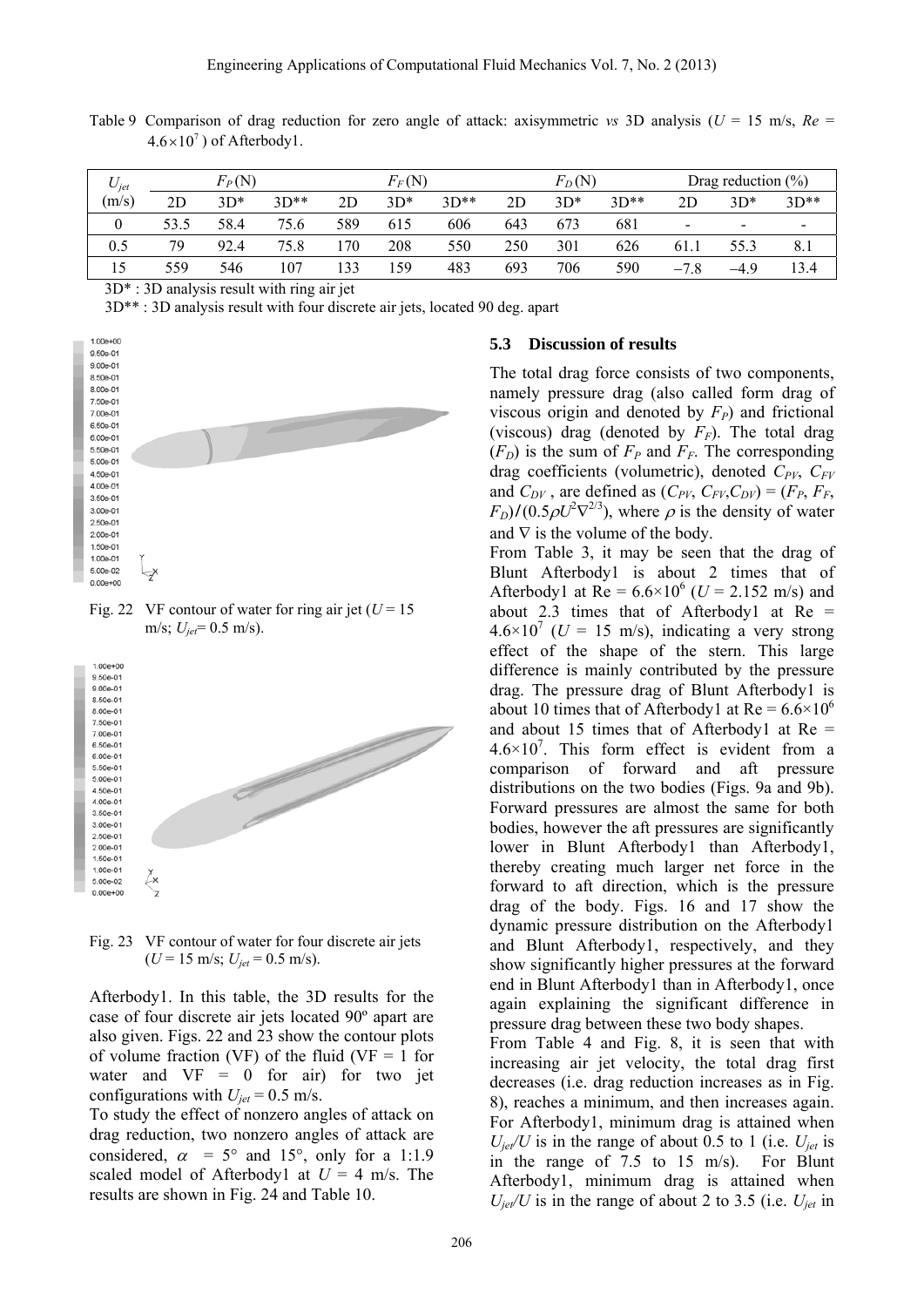Table 9 Comparison of drag reduction for zero angle of attack: axisymmetric *vs* 3D analysis ($U$ = 15 m/s, $Re$ = $4.6\times10^7$) of Afterbody1.

| $U_{jet}$ (m/s) | $F_P$ (N) | | | $F_F$ (N) | | | $F_D$ (N) | | | Drag reduction (%) | | |
|---|---|---|---|---|---|---|---|---|---|---|---|---|
| | 2D | 3D* | 3D** | 2D | 3D* | 3D** | 2D | 3D* | 3D** | 2D | 3D* | 3D** |
| 0 | 53.5 | 58.4 | 75.6 | 589 | 615 | 606 | 643 | 673 | 681 | - | - | - |
| 0.5 | 79 | 92.4 | 75.8 | 170 | 208 | 550 | 250 | 301 | 626 | 61.1 | 55.3 | 8.1 |
| 15 | 559 | 546 | 107 | 133 | 159 | 483 | 693 | 706 | 590 | −7.8 | −4.9 | 13.4 |

3D* : 3D analysis result with ring air jet

3D** : 3D analysis result with four discrete air jets, located 90 deg. apart

Fig. 22 VF contour of water for ring air jet ($U$ = 15 m/s; $U_{jet}$= 0.5 m/s).

Fig. 23 VF contour of water for four discrete air jets ($U$ = 15 m/s; $U_{jet}$ = 0.5 m/s).

Afterbody1. In this table, the 3D results for the case of four discrete air jets located 90º apart are also given. Figs. 22 and 23 show the contour plots of volume fraction (VF) of the fluid (VF = 1 for water and VF = 0 for air) for two jet configurations with $U_{jet}$ = 0.5 m/s.

To study the effect of nonzero angles of attack on drag reduction, two nonzero angles of attack are considered, $\alpha$ = 5° and 15°, only for a 1:1.9 scaled model of Afterbody1 at $U$ = 4 m/s. The results are shown in Fig. 24 and Table 10.

### 5.3 Discussion of results

The total drag force consists of two components, namely pressure drag (also called form drag of viscous origin and denoted by $F_P$) and frictional (viscous) drag (denoted by $F_F$). The total drag ($F_D$) is the sum of $F_P$ and $F_F$. The corresponding drag coefficients (volumetric), denoted $C_{PV}$, $C_{FV}$ and $C_{DV}$ , are defined as $(C_{PV}, C_{FV}, C_{DV}) = (F_P, F_F, F_D)/(0.5\rho U^2 \nabla^{2/3})$, where $\rho$ is the density of water and $\nabla$ is the volume of the body.

From Table 3, it may be seen that the drag of Blunt Afterbody1 is about 2 times that of Afterbody1 at Re = $6.6\times10^6$ ($U$ = 2.152 m/s) and about 2.3 times that of Afterbody1 at Re = $4.6\times10^7$ ($U$ = 15 m/s), indicating a very strong effect of the shape of the stern. This large difference is mainly contributed by the pressure drag. The pressure drag of Blunt Afterbody1 is about 10 times that of Afterbody1 at Re = $6.6\times10^6$ and about 15 times that of Afterbody1 at Re = $4.6\times10^7$. This form effect is evident from a comparison of forward and aft pressure distributions on the two bodies (Figs. 9a and 9b). Forward pressures are almost the same for both bodies, however the aft pressures are significantly lower in Blunt Afterbody1 than Afterbody1, thereby creating much larger net force in the forward to aft direction, which is the pressure drag of the body. Figs. 16 and 17 show the dynamic pressure distribution on the Afterbody1 and Blunt Afterbody1, respectively, and they show significantly higher pressures at the forward end in Blunt Afterbody1 than in Afterbody1, once again explaining the significant difference in pressure drag between these two body shapes.

From Table 4 and Fig. 8, it is seen that with increasing air jet velocity, the total drag first decreases (i.e. drag reduction increases as in Fig. 8), reaches a minimum, and then increases again. For Afterbody1, minimum drag is attained when $U_{jet}/U$ is in the range of about 0.5 to 1 (i.e. $U_{jet}$ is in the range of 7.5 to 15 m/s). For Blunt Afterbody1, minimum drag is attained when $U_{jet}/U$ is in the range of about 2 to 3.5 (i.e. $U_{jet}$ in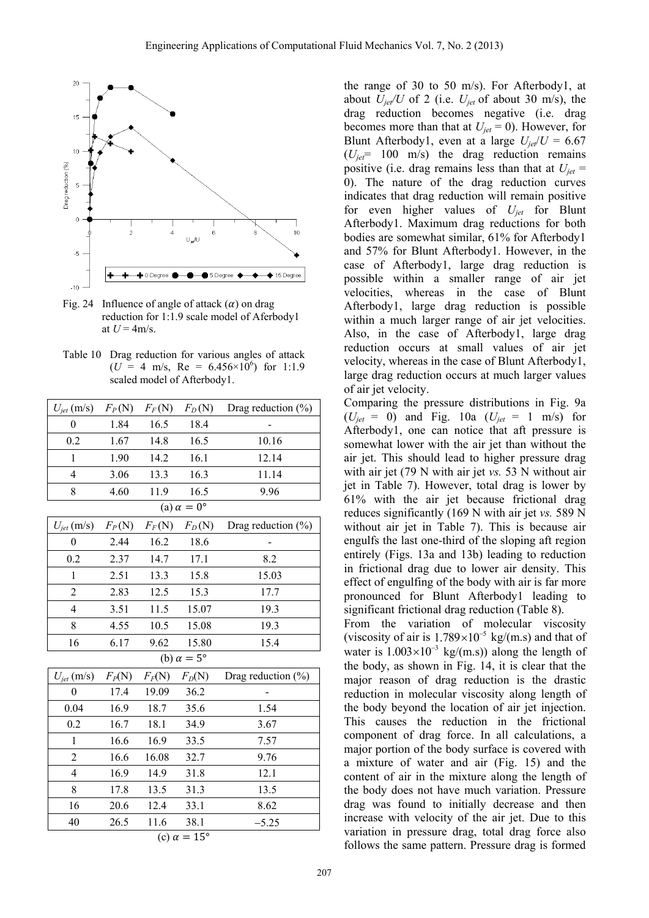Fig. 24 Influence of angle of attack ($\alpha$) on drag reduction for 1:1.9 scale model of Aferbody1 at $U$ = 4m/s.

Table 10 Drag reduction for various angles of attack ($U$ = 4 m/s, Re = 6.456×10[6]) for 1:1.9 scaled model of Afterbody1.

| $U_{jet}$ (m/s) | $F_P$ (N) | $F_F$ (N) | $F_D$ (N) | Drag reduction (%) |
|---|---|---|---|---|
| 0 | 1.84 | 16.5 | 18.4 | - |
| 0.2 | 1.67 | 14.8 | 16.5 | 10.16 |
| 1 | 1.90 | 14.2 | 16.1 | 12.14 |
| 4 | 3.06 | 13.3 | 16.3 | 11.14 |
| 8 | 4.60 | 11.9 | 16.5 | 9.96 |

(a) $\alpha = 0°$

| $U_{jet}$ (m/s) | $F_P$ (N) | $F_F$ (N) | $F_D$ (N) | Drag reduction (%) |
|---|---|---|---|---|
| 0 | 2.44 | 16.2 | 18.6 | - |
| 0.2 | 2.37 | 14.7 | 17.1 | 8.2 |
| 1 | 2.51 | 13.3 | 15.8 | 15.03 |
| 2 | 2.83 | 12.5 | 15.3 | 17.7 |
| 4 | 3.51 | 11.5 | 15.07 | 19.3 |
| 8 | 4.55 | 10.5 | 15.08 | 19.3 |
| 16 | 6.17 | 9.62 | 15.80 | 15.4 |

(b) $\alpha = 5°$

| $U_{jet}$ (m/s) | $F_P$(N) | $F_F$(N) | $F_D$(N) | Drag reduction (%) |
|---|---|---|---|---|
| 0 | 17.4 | 19.09 | 36.2 | - |
| 0.04 | 16.9 | 18.7 | 35.6 | 1.54 |
| 0.2 | 16.7 | 18.1 | 34.9 | 3.67 |
| 1 | 16.6 | 16.9 | 33.5 | 7.57 |
| 2 | 16.6 | 16.08 | 32.7 | 9.76 |
| 4 | 16.9 | 14.9 | 31.8 | 12.1 |
| 8 | 17.8 | 13.5 | 31.3 | 13.5 |
| 16 | 20.6 | 12.4 | 33.1 | 8.62 |
| 40 | 26.5 | 11.6 | 38.1 | −5.25 |

(c) $\alpha = 15°$

the range of 30 to 50 m/s). For Afterbody1, at about $U_{jet}/U$ of 2 (i.e. $U_{jet}$ of about 30 m/s), the drag reduction becomes negative (i.e. drag becomes more than that at $U_{jet}$ = 0). However, for Blunt Afterbody1, even at a large $U_{jet}/U$ = 6.67 ($U_{jet}$= 100 m/s) the drag reduction remains positive (i.e. drag remains less than that at $U_{jet}$ = 0). The nature of the drag reduction curves indicates that drag reduction will remain positive for even higher values of $U_{jet}$ for Blunt Afterbody1. Maximum drag reductions for both bodies are somewhat similar, 61% for Afterbody1 and 57% for Blunt Afterbody1. However, in the case of Afterbody1, large drag reduction is possible within a smaller range of air jet velocities, whereas in the case of Blunt Afterbody1, large drag reduction is possible within a much larger range of air jet velocities. Also, in the case of Afterbody1, large drag reduction occurs at small values of air jet velocity, whereas in the case of Blunt Afterbody1, large drag reduction occurs at much larger values of air jet velocity.

Comparing the pressure distributions in Fig. 9a ($U_{jet}$ = 0) and Fig. 10a ($U_{jet}$ = 1 m/s) for Afterbody1, one can notice that aft pressure is somewhat lower with the air jet than without the air jet. This should lead to higher pressure drag with air jet (79 N with air jet *vs.* 53 N without air jet in Table 7). However, total drag is lower by 61% with the air jet because frictional drag reduces significantly (169 N with air jet *vs.* 589 N without air jet in Table 7). This is because air engulfs the last one-third of the sloping aft region entirely (Figs. 13a and 13b) leading to reduction in frictional drag due to lower air density. This effect of engulfing of the body with air is far more pronounced for Blunt Afterbody1 leading to significant frictional drag reduction (Table 8).

From the variation of molecular viscosity (viscosity of air is $1.789\times10^{-5}$ kg/(m.s) and that of water is $1.003\times10^{-3}$ kg/(m.s)) along the length of the body, as shown in Fig. 14, it is clear that the major reason of drag reduction is the drastic reduction in molecular viscosity along length of the body beyond the location of air jet injection. This causes the reduction in the frictional component of drag force. In all calculations, a major portion of the body surface is covered with a mixture of water and air (Fig. 15) and the content of air in the mixture along the length of the body does not have much variation. Pressure drag was found to initially decrease and then increase with velocity of the air jet. Due to this variation in pressure drag, total drag force also follows the same pattern. Pressure drag is formed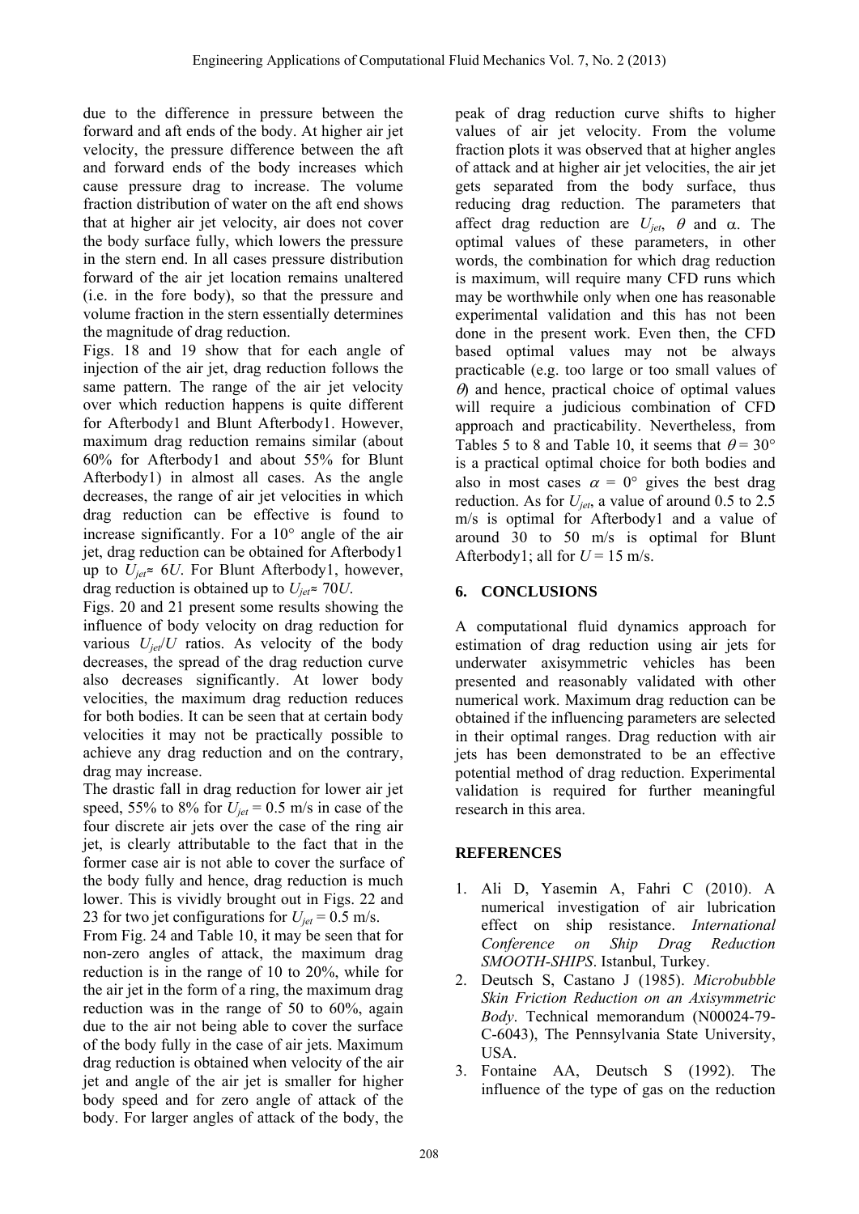due to the difference in pressure between the forward and aft ends of the body. At higher air jet velocity, the pressure difference between the aft and forward ends of the body increases which cause pressure drag to increase. The volume fraction distribution of water on the aft end shows that at higher air jet velocity, air does not cover the body surface fully, which lowers the pressure in the stern end. In all cases pressure distribution forward of the air jet location remains unaltered (i.e. in the fore body), so that the pressure and volume fraction in the stern essentially determines the magnitude of drag reduction.

Figs. 18 and 19 show that for each angle of injection of the air jet, drag reduction follows the same pattern. The range of the air jet velocity over which reduction happens is quite different for Afterbody1 and Blunt Afterbody1. However, maximum drag reduction remains similar (about 60% for Afterbody1 and about 55% for Blunt Afterbody1) in almost all cases. As the angle decreases, the range of air jet velocities in which drag reduction can be effective is found to increase significantly. For a 10° angle of the air jet, drag reduction can be obtained for Afterbody1 up to $U_{jet} \approx 6U$. For Blunt Afterbody1, however, drag reduction is obtained up to $U_{jet} \approx 70U$.

Figs. 20 and 21 present some results showing the influence of body velocity on drag reduction for various $U_{jet}/U$ ratios. As velocity of the body decreases, the spread of the drag reduction curve also decreases significantly. At lower body velocities, the maximum drag reduction reduces for both bodies. It can be seen that at certain body velocities it may not be practically possible to achieve any drag reduction and on the contrary, drag may increase.

The drastic fall in drag reduction for lower air jet speed, 55% to 8% for $U_{jet}$ = 0.5 m/s in case of the four discrete air jets over the case of the ring air jet, is clearly attributable to the fact that in the former case air is not able to cover the surface of the body fully and hence, drag reduction is much lower. This is vividly brought out in Figs. 22 and 23 for two jet configurations for $U_{jet}$ = 0.5 m/s.

From Fig. 24 and Table 10, it may be seen that for non-zero angles of attack, the maximum drag reduction is in the range of 10 to 20%, while for the air jet in the form of a ring, the maximum drag reduction was in the range of 50 to 60%, again due to the air not being able to cover the surface of the body fully in the case of air jets. Maximum drag reduction is obtained when velocity of the air jet and angle of the air jet is smaller for higher body speed and for zero angle of attack of the body. For larger angles of attack of the body, the peak of drag reduction curve shifts to higher values of air jet velocity. From the volume fraction plots it was observed that at higher angles of attack and at higher air jet velocities, the air jet gets separated from the body surface, thus reducing drag reduction. The parameters that affect drag reduction are $U_{jet}$, $\theta$ and $\alpha$. The optimal values of these parameters, in other words, the combination for which drag reduction is maximum, will require many CFD runs which may be worthwhile only when one has reasonable experimental validation and this has not been done in the present work. Even then, the CFD based optimal values may not be always practicable (e.g. too large or too small values of $\theta$) and hence, practical choice of optimal values will require a judicious combination of CFD approach and practicability. Nevertheless, from Tables 5 to 8 and Table 10, it seems that $\theta = 30°$ is a practical optimal choice for both bodies and also in most cases $\alpha = 0°$ gives the best drag reduction. As for $U_{jet}$, a value of around 0.5 to 2.5 m/s is optimal for Afterbody1 and a value of around 30 to 50 m/s is optimal for Blunt Afterbody1; all for $U$ = 15 m/s.

## 6. CONCLUSIONS

A computational fluid dynamics approach for estimation of drag reduction using air jets for underwater axisymmetric vehicles has been presented and reasonably validated with other numerical work. Maximum drag reduction can be obtained if the influencing parameters are selected in their optimal ranges. Drag reduction with air jets has been demonstrated to be an effective potential method of drag reduction. Experimental validation is required for further meaningful research in this area.

## REFERENCES

1. Ali D, Yasemin A, Fahri C (2010). A numerical investigation of air lubrication effect on ship resistance. *International Conference on Ship Drag Reduction SMOOTH-SHIPS*. Istanbul, Turkey.
2. Deutsch S, Castano J (1985). *Microbubble Skin Friction Reduction on an Axisymmetric Body*. Technical memorandum (N00024-79-C-6043), The Pennsylvania State University, USA.
3. Fontaine AA, Deutsch S (1992). The influence of the type of gas on the reduction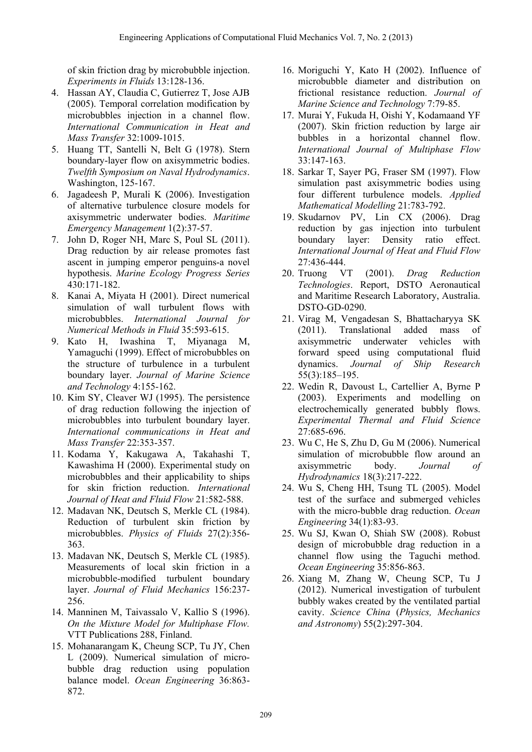of skin friction drag by microbubble injection. *Experiments in Fluids* 13:128-136.

4. Hassan AY, Claudia C, Gutierrez T, Jose AJB (2005). Temporal correlation modification by microbubbles injection in a channel flow. *International Communication in Heat and Mass Transfer* 32:1009-1015.
5. Huang TT, Santelli N, Belt G (1978). Stern boundary-layer flow on axisymmetric bodies. *Twelfth Symposium on Naval Hydrodynamics*. Washington, 125-167.
6. Jagadeesh P, Murali K (2006). Investigation of alternative turbulence closure models for axisymmetric underwater bodies. *Maritime Emergency Management* 1(2):37-57.
7. John D, Roger NH, Marc S, Poul SL (2011). Drag reduction by air release promotes fast ascent in jumping emperor penguins-a novel hypothesis. *Marine Ecology Progress Series* 430:171-182.
8. Kanai A, Miyata H (2001). Direct numerical simulation of wall turbulent flows with microbubbles. *International Journal for Numerical Methods in Fluid* 35:593-615.
9. Kato H, Iwashina T, Miyanaga M, Yamaguchi (1999). Effect of microbubbles on the structure of turbulence in a turbulent boundary layer. *Journal of Marine Science and Technology* 4:155-162.
10. Kim SY, Cleaver WJ (1995). The persistence of drag reduction following the injection of microbubbles into turbulent boundary layer. *International communications in Heat and Mass Transfer* 22:353-357.
11. Kodama Y, Kakugawa A, Takahashi T, Kawashima H (2000). Experimental study on microbubbles and their applicability to ships for skin friction reduction. *International Journal of Heat and Fluid Flow* 21:582-588.
12. Madavan NK, Deutsch S, Merkle CL (1984). Reduction of turbulent skin friction by microbubbles. *Physics of Fluids* 27(2):356-363.
13. Madavan NK, Deutsch S, Merkle CL (1985). Measurements of local skin friction in a microbubble-modified turbulent boundary layer. *Journal of Fluid Mechanics* 156:237-256.
14. Manninen M, Taivassalo V, Kallio S (1996). *On the Mixture Model for Multiphase Flow.* VTT Publications 288, Finland.
15. Mohanarangam K, Cheung SCP, Tu JY, Chen L (2009). Numerical simulation of micro-bubble drag reduction using population balance model. *Ocean Engineering* 36:863-872.
16. Moriguchi Y, Kato H (2002). Influence of microbubble diameter and distribution on frictional resistance reduction. *Journal of Marine Science and Technology* 7:79-85.
17. Murai Y, Fukuda H, Oishi Y, Kodamaand YF (2007). Skin friction reduction by large air bubbles in a horizontal channel flow. *International Journal of Multiphase Flow* 33:147-163.
18. Sarkar T, Sayer PG, Fraser SM (1997). Flow simulation past axisymmetric bodies using four different turbulence models. *Applied Mathematical Modelling* 21:783-792.
19. Skudarnov PV, Lin CX (2006). Drag reduction by gas injection into turbulent boundary layer: Density ratio effect. *International Journal of Heat and Fluid Flow* 27:436-444.
20. Truong VT (2001). *Drag Reduction Technologies*. Report, DSTO Aeronautical and Maritime Research Laboratory, Australia. DSTO-GD-0290.
21. Virag M, Vengadesan S, Bhattacharyya SK (2011). Translational added mass of axisymmetric underwater vehicles with forward speed using computational fluid dynamics. *Journal of Ship Research* 55(3):185–195.
22. Wedin R, Davoust L, Cartellier A, Byrne P (2003). Experiments and modelling on electrochemically generated bubbly flows. *Experimental Thermal and Fluid Science* 27:685-696.
23. Wu C, He S, Zhu D, Gu M (2006). Numerical simulation of microbubble flow around an axisymmetric body. *Journal of Hydrodynamics* 18(3):217-222.
24. Wu S, Cheng HH, Tsung TL (2005). Model test of the surface and submerged vehicles with the micro-bubble drag reduction. *Ocean Engineering* 34(1):83-93.
25. Wu SJ, Kwan O, Shiah SW (2008). Robust design of microbubble drag reduction in a channel flow using the Taguchi method. *Ocean Engineering* 35:856-863.
26. Xiang M, Zhang W, Cheung SCP, Tu J (2012). Numerical investigation of turbulent bubbly wakes created by the ventilated partial cavity. *Science China* (*Physics, Mechanics and Astronomy*) 55(2):297-304.